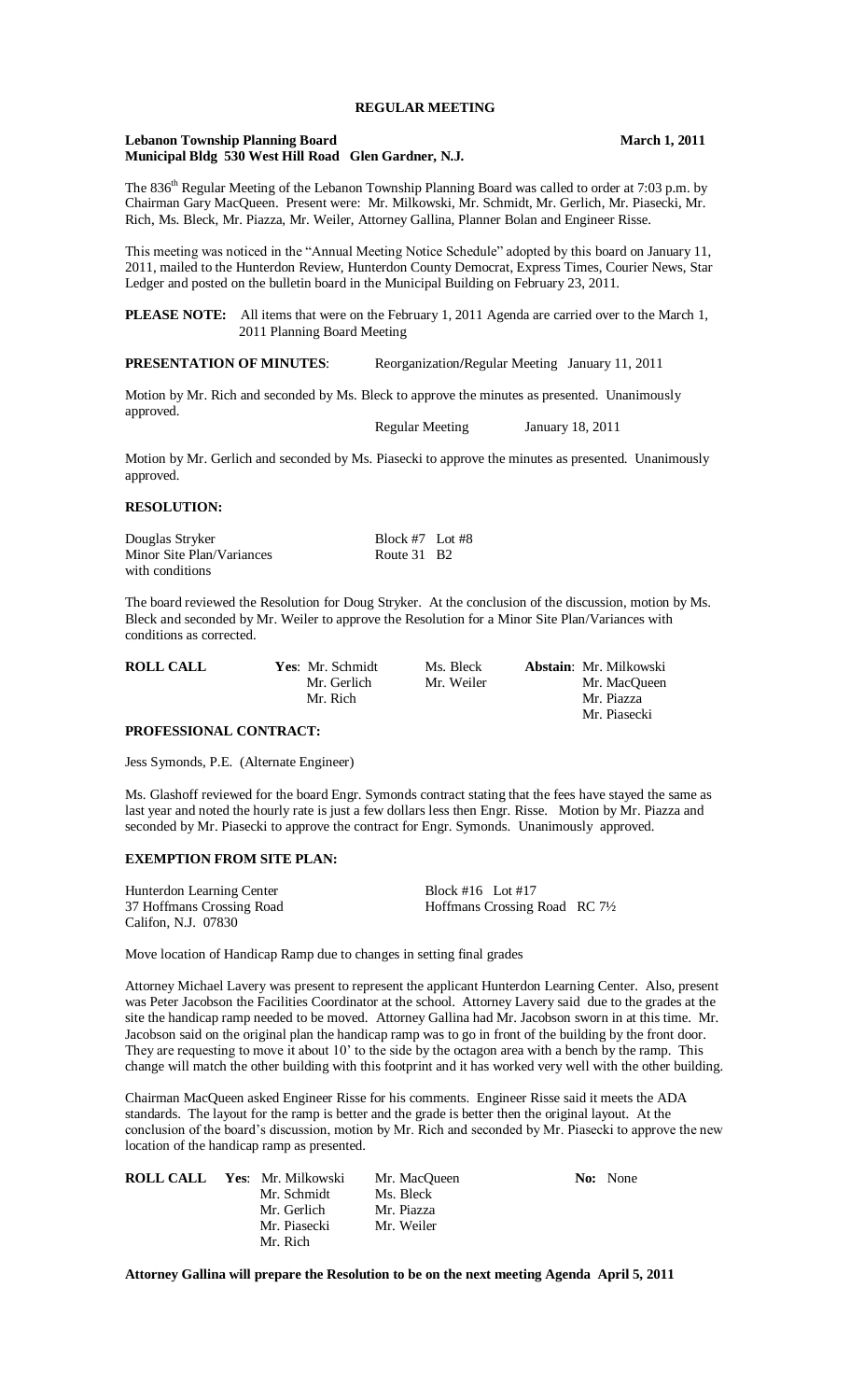# REGULAR MEETING

**Lebanon Township Planning Board** **March 1, 2011**
**Municipal Bldg 530 West Hill Road Glen Gardner, N.J.**

The 836th Regular Meeting of the Lebanon Township Planning Board was called to order at 7:03 p.m. by Chairman Gary MacQueen. Present were: Mr. Milkowski, Mr. Schmidt, Mr. Gerlich, Mr. Piasecki, Mr. Rich, Ms. Bleck, Mr. Piazza, Mr. Weiler, Attorney Gallina, Planner Bolan and Engineer Risse.

This meeting was noticed in the "Annual Meeting Notice Schedule" adopted by this board on January 11, 2011, mailed to the Hunterdon Review, Hunterdon County Democrat, Express Times, Courier News, Star Ledger and posted on the bulletin board in the Municipal Building on February 23, 2011.

**PLEASE NOTE:** All items that were on the February 1, 2011 Agenda are carried over to the March 1, 2011 Planning Board Meeting

**PRESENTATION OF MINUTES**: Reorganization/Regular Meeting January 11, 2011

Motion by Mr. Rich and seconded by Ms. Bleck to approve the minutes as presented. Unanimously approved.

Regular Meeting January 18, 2011

Motion by Mr. Gerlich and seconded by Ms. Piasecki to approve the minutes as presented. Unanimously approved.

**RESOLUTION:**

Douglas Stryker — Block #7 Lot #8
Minor Site Plan/Variances with conditions — Route 31 B2

The board reviewed the Resolution for Doug Stryker. At the conclusion of the discussion, motion by Ms. Bleck and seconded by Mr. Weiler to approve the Resolution for a Minor Site Plan/Variances with conditions as corrected.

| **ROLL CALL** | **Yes**: Mr. Schmidt | Ms. Bleck | **Abstain**: Mr. Milkowski |
|---|---|---|---|
| | Mr. Gerlich | Mr. Weiler | Mr. MacQueen |
| | Mr. Rich | | Mr. Piazza |
| | | | Mr. Piasecki |

**PROFESSIONAL CONTRACT:**

Jess Symonds, P.E. (Alternate Engineer)

Ms. Glashoff reviewed for the board Engr. Symonds contract stating that the fees have stayed the same as last year and noted the hourly rate is just a few dollars less then Engr. Risse. Motion by Mr. Piazza and seconded by Mr. Piasecki to approve the contract for Engr. Symonds. Unanimously approved.

**EXEMPTION FROM SITE PLAN:**

Hunterdon Learning Center — Block #16 Lot #17
37 Hoffmans Crossing Road — Hoffmans Crossing Road RC 7½
Califon, N.J. 07830

Move location of Handicap Ramp due to changes in setting final grades

Attorney Michael Lavery was present to represent the applicant Hunterdon Learning Center. Also, present was Peter Jacobson the Facilities Coordinator at the school. Attorney Lavery said due to the grades at the site the handicap ramp needed to be moved. Attorney Gallina had Mr. Jacobson sworn in at this time. Mr. Jacobson said on the original plan the handicap ramp was to go in front of the building by the front door. They are requesting to move it about 10' to the side by the octagon area with a bench by the ramp. This change will match the other building with this footprint and it has worked very well with the other building.

Chairman MacQueen asked Engineer Risse for his comments. Engineer Risse said it meets the ADA standards. The layout for the ramp is better and the grade is better then the original layout. At the conclusion of the board's discussion, motion by Mr. Rich and seconded by Mr. Piasecki to approve the new location of the handicap ramp as presented.

| **ROLL CALL** | **Yes**: Mr. Milkowski | Mr. MacQueen | **No:** None |
|---|---|---|---|
| | Mr. Schmidt | Ms. Bleck | |
| | Mr. Gerlich | Mr. Piazza | |
| | Mr. Piasecki | Mr. Weiler | |
| | Mr. Rich | | |

**Attorney Gallina will prepare the Resolution to be on the next meeting Agenda April 5, 2011**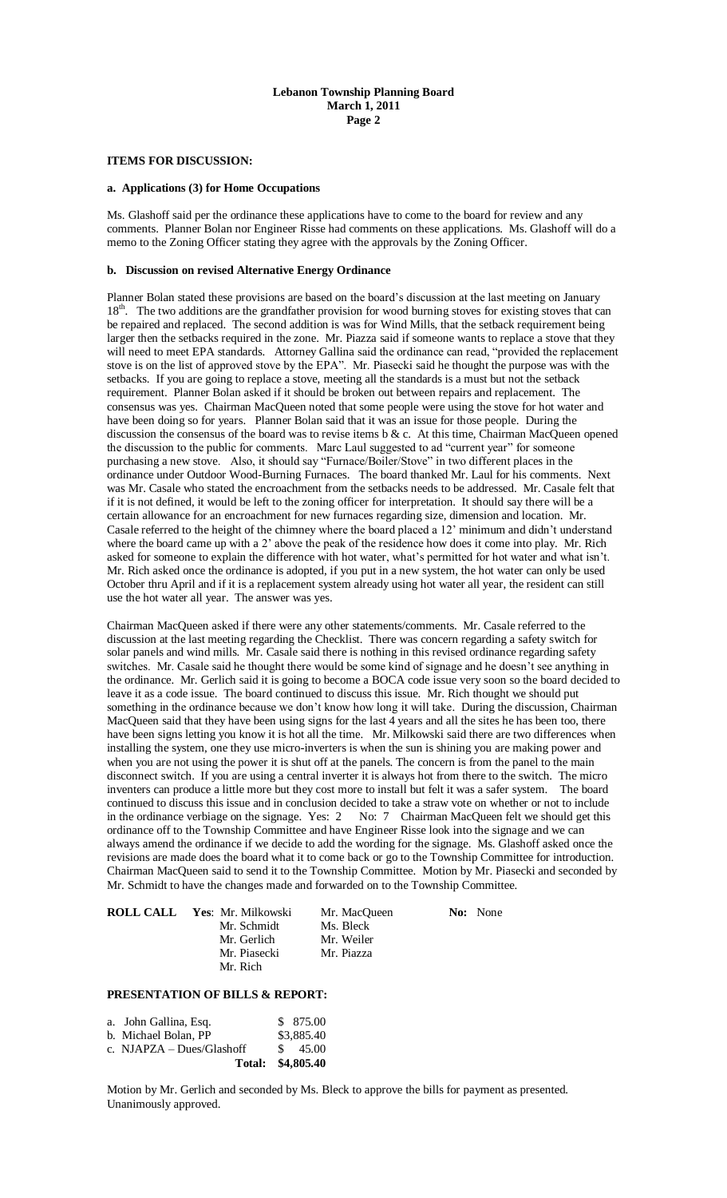## ITEMS FOR DISCUSSION:

### a. Applications (3) for Home Occupations

Ms. Glashoff said per the ordinance these applications have to come to the board for review and any comments. Planner Bolan nor Engineer Risse had comments on these applications. Ms. Glashoff will do a memo to the Zoning Officer stating they agree with the approvals by the Zoning Officer.

### b. Discussion on revised Alternative Energy Ordinance

Planner Bolan stated these provisions are based on the board's discussion at the last meeting on January 18th. The two additions are the grandfather provision for wood burning stoves for existing stoves that can be repaired and replaced. The second addition is was for Wind Mills, that the setback requirement being larger then the setbacks required in the zone. Mr. Piazza said if someone wants to replace a stove that they will need to meet EPA standards. Attorney Gallina said the ordinance can read, "provided the replacement stove is on the list of approved stove by the EPA". Mr. Piasecki said he thought the purpose was with the setbacks. If you are going to replace a stove, meeting all the standards is a must but not the setback requirement. Planner Bolan asked if it should be broken out between repairs and replacement. The consensus was yes. Chairman MacQueen noted that some people were using the stove for hot water and have been doing so for years. Planner Bolan said that it was an issue for those people. During the discussion the consensus of the board was to revise items b & c. At this time, Chairman MacQueen opened the discussion to the public for comments. Marc Laul suggested to ad "current year" for someone purchasing a new stove. Also, it should say "Furnace/Boiler/Stove" in two different places in the ordinance under Outdoor Wood-Burning Furnaces. The board thanked Mr. Laul for his comments. Next was Mr. Casale who stated the encroachment from the setbacks needs to be addressed. Mr. Casale felt that if it is not defined, it would be left to the zoning officer for interpretation. It should say there will be a certain allowance for an encroachment for new furnaces regarding size, dimension and location. Mr. Casale referred to the height of the chimney where the board placed a 12' minimum and didn't understand where the board came up with a 2' above the peak of the residence how does it come into play. Mr. Rich asked for someone to explain the difference with hot water, what's permitted for hot water and what isn't. Mr. Rich asked once the ordinance is adopted, if you put in a new system, the hot water can only be used October thru April and if it is a replacement system already using hot water all year, the resident can still use the hot water all year. The answer was yes.

Chairman MacQueen asked if there were any other statements/comments. Mr. Casale referred to the discussion at the last meeting regarding the Checklist. There was concern regarding a safety switch for solar panels and wind mills. Mr. Casale said there is nothing in this revised ordinance regarding safety switches. Mr. Casale said he thought there would be some kind of signage and he doesn't see anything in the ordinance. Mr. Gerlich said it is going to become a BOCA code issue very soon so the board decided to leave it as a code issue. The board continued to discuss this issue. Mr. Rich thought we should put something in the ordinance because we don't know how long it will take. During the discussion, Chairman MacQueen said that they have been using signs for the last 4 years and all the sites he has been too, there have been signs letting you know it is hot all the time. Mr. Milkowski said there are two differences when installing the system, one they use micro-inverters is when the sun is shining you are making power and when you are not using the power it is shut off at the panels. The concern is from the panel to the main disconnect switch. If you are using a central inverter it is always hot from there to the switch. The micro inventers can produce a little more but they cost more to install but felt it was a safer system. The board continued to discuss this issue and in conclusion decided to take a straw vote on whether or not to include in the ordinance verbiage on the signage. Yes: 2 No: 7 Chairman MacQueen felt we should get this ordinance off to the Township Committee and have Engineer Risse look into the signage and we can always amend the ordinance if we decide to add the wording for the signage. Ms. Glashoff asked once the revisions are made does the board what it to come back or go to the Township Committee for introduction. Chairman MacQueen said to send it to the Township Committee. Motion by Mr. Piasecki and seconded by Mr. Schmidt to have the changes made and forwarded on to the Township Committee.

**ROLL CALL** **Yes**: Mr. Milkowski, Mr. MacQueen, Mr. Schmidt, Ms. Bleck, Mr. Gerlich, Mr. Weiler, Mr. Piasecki, Mr. Piazza, Mr. Rich **No:** None

## PRESENTATION OF BILLS & REPORT:

| | |
|---|---|
| a. John Gallina, Esq. | $ 875.00 |
| b. Michael Bolan, PP | $3,885.40 |
| c. NJAPZA – Dues/Glashoff | $ 45.00 |
| **Total:** | **$4,805.40** |

Motion by Mr. Gerlich and seconded by Ms. Bleck to approve the bills for payment as presented. Unanimously approved.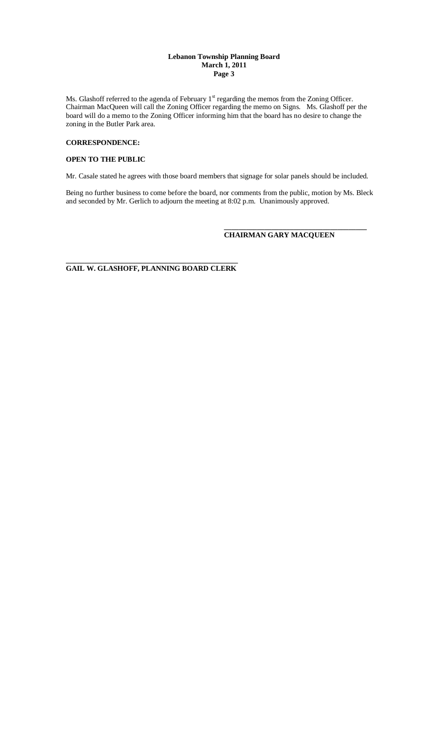Ms. Glashoff referred to the agenda of February 1st regarding the memos from the Zoning Officer. Chairman MacQueen will call the Zoning Officer regarding the memo on Signs. Ms. Glashoff per the board will do a memo to the Zoning Officer informing him that the board has no desire to change the zoning in the Butler Park area.

**CORRESPONDENCE:**

**OPEN TO THE PUBLIC**

Mr. Casale stated he agrees with those board members that signage for solar panels should be included.

Being no further business to come before the board, nor comments from the public, motion by Ms. Bleck and seconded by Mr. Gerlich to adjourn the meeting at 8:02 p.m. Unanimously approved.

\_\_\_\_\_\_\_\_\_\_\_\_\_\_\_\_\_\_\_\_\_\_\_\_\_\_\_\_\_\_\_\_\_\_\_\_\_\_
**CHAIRMAN GARY MACQUEEN**

\_\_\_\_\_\_\_\_\_\_\_\_\_\_\_\_\_\_\_\_\_\_\_\_\_\_\_\_\_\_\_\_\_\_\_\_\_\_\_\_\_\_\_\_
**GAIL W. GLASHOFF, PLANNING BOARD CLERK**